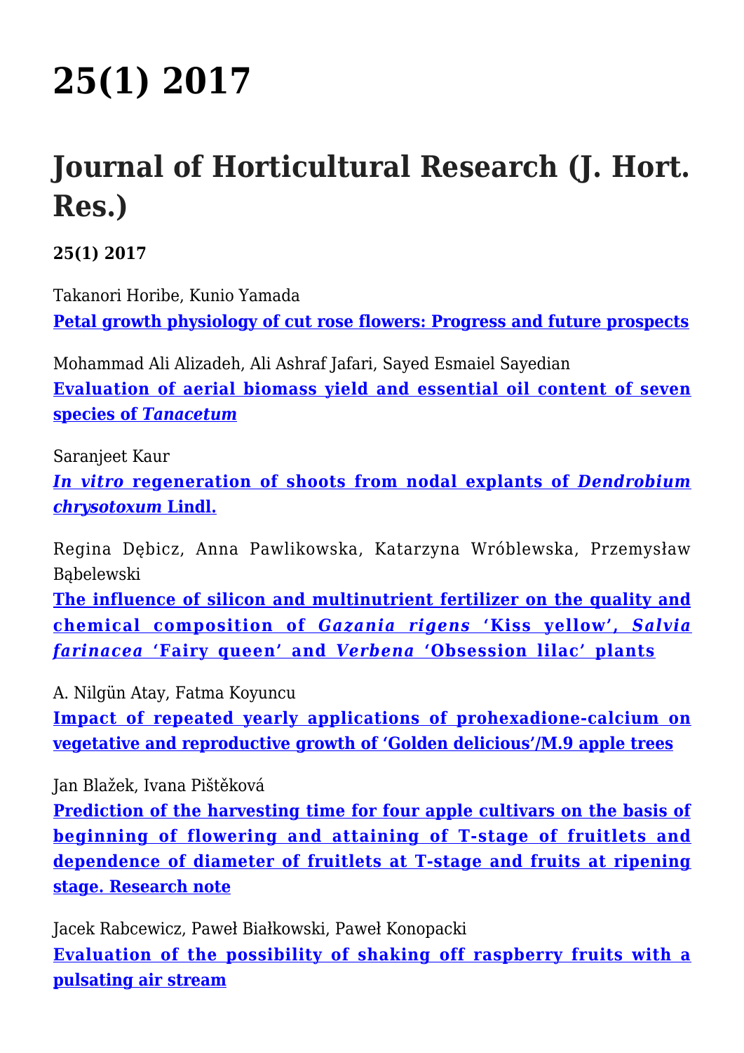# 25(1) 2017

## Journal of Horticultural Research (J. Hort. Res.)

**25(1) 2017**

Takanori Horibe, Kunio Yamada
**Petal growth physiology of cut rose flowers: Progress and future prospects**

Mohammad Ali Alizadeh, Ali Ashraf Jafari, Sayed Esmaiel Sayedian
**Evaluation of aerial biomass yield and essential oil content of seven species of *Tanacetum***

Saranjeet Kaur
***In vitro* regeneration of shoots from nodal explants of *Dendrobium chrysotoxum* Lindl.**

Regina Dębicz, Anna Pawlikowska, Katarzyna Wróblewska, Przemysław Bąbelewski
**The influence of silicon and multinutrient fertilizer on the quality and chemical composition of *Gazania rigens* 'Kiss yellow', *Salvia farinacea* 'Fairy queen' and *Verbena* 'Obsession lilac' plants**

A. Nilgün Atay, Fatma Koyuncu
**Impact of repeated yearly applications of prohexadione-calcium on vegetative and reproductive growth of 'Golden delicious'/M.9 apple trees**

Jan Blažek, Ivana Pištěková
**Prediction of the harvesting time for four apple cultivars on the basis of beginning of flowering and attaining of T-stage of fruitlets and dependence of diameter of fruitlets at T-stage and fruits at ripening stage. Research note**

Jacek Rabcewicz, Paweł Białkowski, Paweł Konopacki
**Evaluation of the possibility of shaking off raspberry fruits with a pulsating air stream**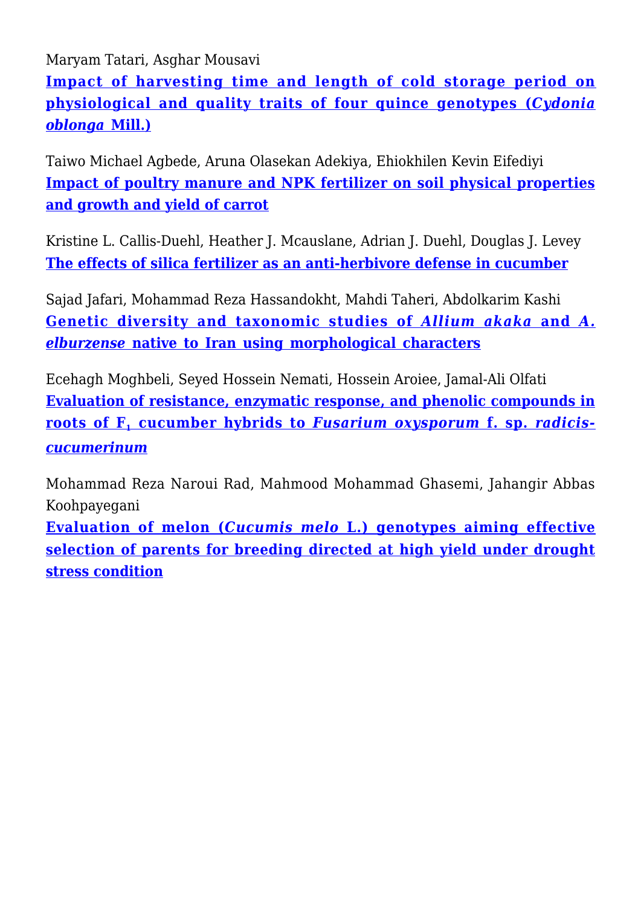Maryam Tatari, Asghar Mousavi

**Impact of harvesting time and length of cold storage period on physiological and quality traits of four quince genotypes (*Cydonia oblonga* Mill.)**

Taiwo Michael Agbede, Aruna Olasekan Adekiya, Ehiokhilen Kevin Eifediyi

**Impact of poultry manure and NPK fertilizer on soil physical properties and growth and yield of carrot**

Kristine L. Callis-Duehl, Heather J. Mcauslane, Adrian J. Duehl, Douglas J. Levey

**The effects of silica fertilizer as an anti-herbivore defense in cucumber**

Sajad Jafari, Mohammad Reza Hassandokht, Mahdi Taheri, Abdolkarim Kashi

**Genetic diversity and taxonomic studies of *Allium akaka* and *A. elburzense* native to Iran using morphological characters**

Ecehagh Moghbeli, Seyed Hossein Nemati, Hossein Aroiee, Jamal-Ali Olfati

**Evaluation of resistance, enzymatic response, and phenolic compounds in roots of $F_1$ cucumber hybrids to *Fusarium oxysporum* f. sp. *radicis-cucumerinum***

Mohammad Reza Naroui Rad, Mahmood Mohammad Ghasemi, Jahangir Abbas Koohpayegani

**Evaluation of melon (*Cucumis melo* L.) genotypes aiming effective selection of parents for breeding directed at high yield under drought stress condition**